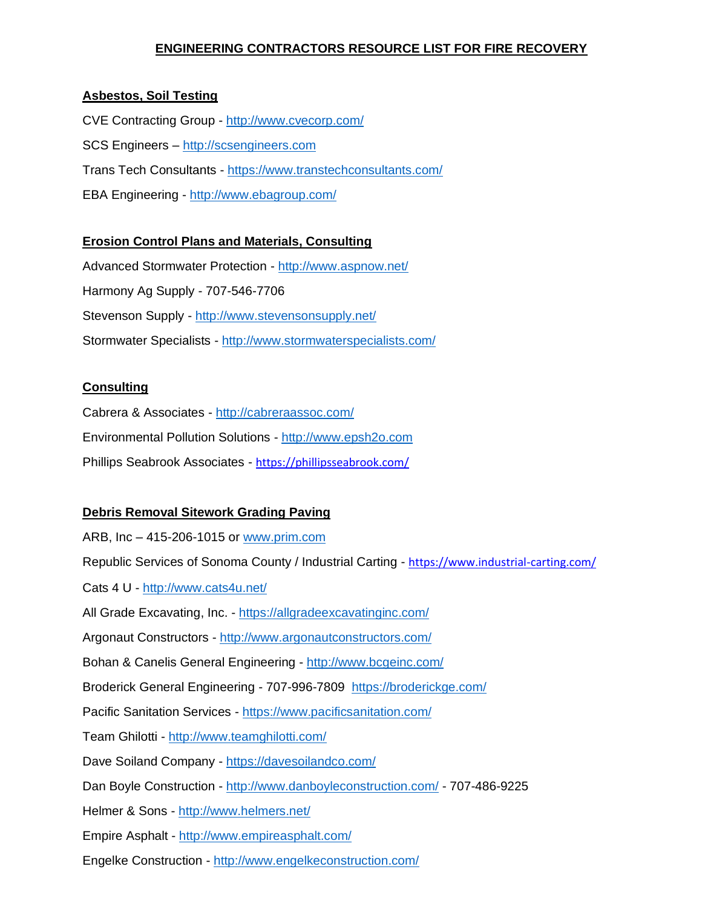# ENGINEERING CONTRACTORS RESOURCE LIST FOR FIRE RECOVERY

## Asbestos, Soil Testing

CVE Contracting Group - http://www.cvecorp.com/

SCS Engineers – http://scsengineers.com

Trans Tech Consultants - https://www.transtechconsultants.com/

EBA Engineering - http://www.ebagroup.com/

## Erosion Control Plans and Materials, Consulting

Advanced Stormwater Protection - http://www.aspnow.net/

Harmony Ag Supply - 707-546-7706

Stevenson Supply - http://www.stevensonsupply.net/

Stormwater Specialists - http://www.stormwaterspecialists.com/

## Consulting

Cabrera & Associates - http://cabreraassoc.com/

Environmental Pollution Solutions - http://www.epsh2o.com

Phillips Seabrook Associates - https://phillipsseabrook.com/

## Debris Removal Sitework Grading Paving

ARB, Inc – 415-206-1015 or www.prim.com

Republic Services of Sonoma County / Industrial Carting - https://www.industrial-carting.com/

Cats 4 U - http://www.cats4u.net/

All Grade Excavating, Inc. - https://allgradeexcavatinginc.com/

Argonaut Constructors - http://www.argonautconstructors.com/

Bohan & Canelis General Engineering - http://www.bcgeinc.com/

Broderick General Engineering - 707-996-7809 https://broderickge.com/

Pacific Sanitation Services - https://www.pacificsanitation.com/

Team Ghilotti - http://www.teamghilotti.com/

Dave Soiland Company - https://davesoilandco.com/

Dan Boyle Construction - http://www.danboyleconstruction.com/ - 707-486-9225

Helmer & Sons - http://www.helmers.net/

Empire Asphalt - http://www.empireasphalt.com/

Engelke Construction - http://www.engelkeconstruction.com/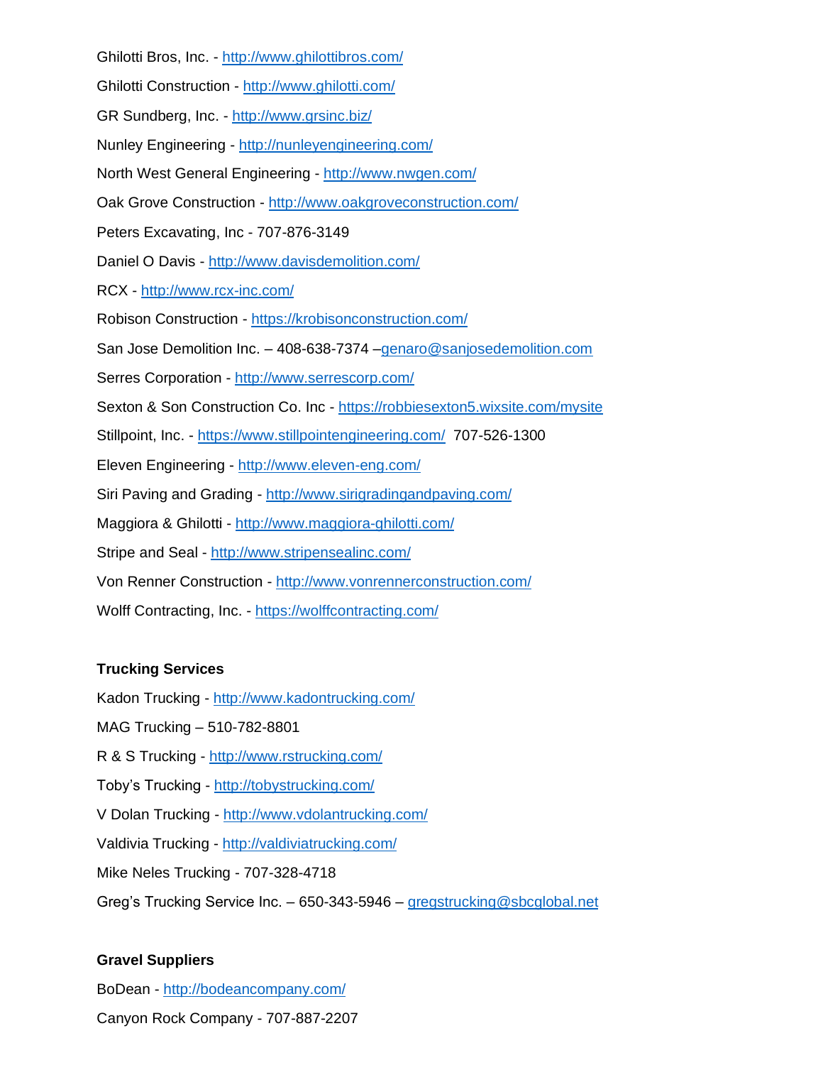Ghilotti Bros, Inc. - http://www.ghilottibros.com/

Ghilotti Construction - http://www.ghilotti.com/

GR Sundberg, Inc. - http://www.grsinc.biz/

Nunley Engineering - http://nunleyengineering.com/

North West General Engineering - http://www.nwgen.com/

Oak Grove Construction - http://www.oakgroveconstruction.com/

Peters Excavating, Inc - 707-876-3149

Daniel O Davis - http://www.davisdemolition.com/

RCX - http://www.rcx-inc.com/

Robison Construction - https://krobisonconstruction.com/

San Jose Demolition Inc. – 408-638-7374 –genaro@sanjosedemolition.com

Serres Corporation - http://www.serrescorp.com/

Sexton & Son Construction Co. Inc - https://robbiesexton5.wixsite.com/mysite

Stillpoint, Inc. - https://www.stillpointengineering.com/ 707-526-1300

Eleven Engineering - http://www.eleven-eng.com/

Siri Paving and Grading - http://www.sirigradingandpaving.com/

Maggiora & Ghilotti - http://www.maggiora-ghilotti.com/

Stripe and Seal - http://www.stripensealinc.com/

Von Renner Construction - http://www.vonrennerconstruction.com/

Wolff Contracting, Inc. - https://wolffcontracting.com/

**Trucking Services**

Kadon Trucking - http://www.kadontrucking.com/

MAG Trucking – 510-782-8801

R & S Trucking - http://www.rstrucking.com/

Toby's Trucking - http://tobystrucking.com/

V Dolan Trucking - http://www.vdolantrucking.com/

Valdivia Trucking - http://valdiviatrucking.com/

Mike Neles Trucking - 707-328-4718

Greg's Trucking Service Inc. – 650-343-5946 – gregstrucking@sbcglobal.net

**Gravel Suppliers**

BoDean - http://bodeancompany.com/

Canyon Rock Company - 707-887-2207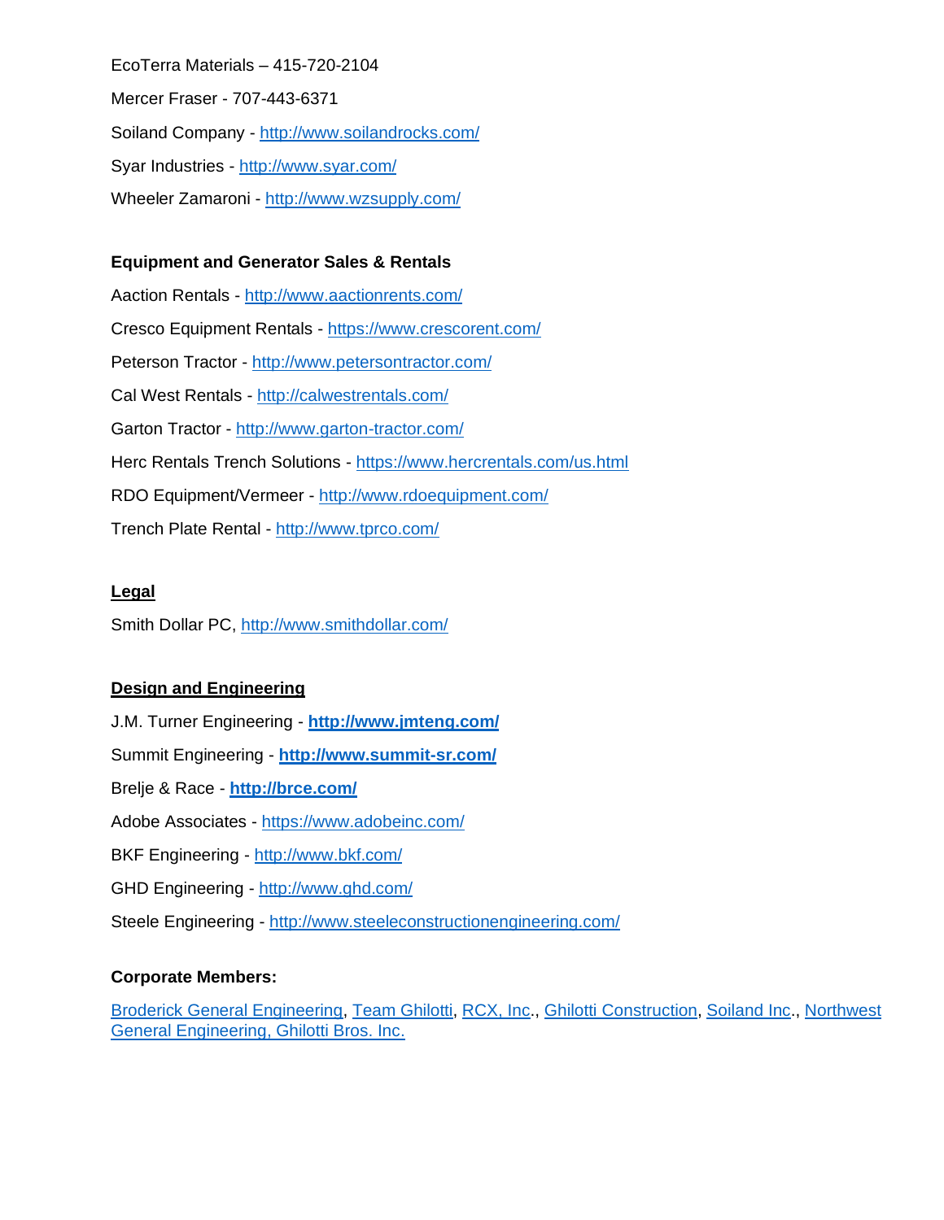EcoTerra Materials – 415-720-2104

Mercer Fraser - 707-443-6371

Soiland Company - http://www.soilandrocks.com/

Syar Industries - http://www.syar.com/

Wheeler Zamaroni - http://www.wzsupply.com/

**Equipment and Generator Sales & Rentals**

Aaction Rentals - http://www.aactionrents.com/

Cresco Equipment Rentals - https://www.crescorent.com/

Peterson Tractor - http://www.petersontractor.com/

Cal West Rentals - http://calwestrentals.com/

Garton Tractor - http://www.garton-tractor.com/

Herc Rentals Trench Solutions - https://www.hercrentals.com/us.html

RDO Equipment/Vermeer - http://www.rdoequipment.com/

Trench Plate Rental - http://www.tprco.com/

**Legal**

Smith Dollar PC, http://www.smithdollar.com/

**Design and Engineering**

J.M. Turner Engineering - **http://www.jmteng.com/**

Summit Engineering - **http://www.summit-sr.com/**

Brelje & Race - **http://brce.com/**

Adobe Associates - https://www.adobeinc.com/

BKF Engineering - http://www.bkf.com/

GHD Engineering - http://www.ghd.com/

Steele Engineering - http://www.steeleconstructionengineering.com/

**Corporate Members:**

Broderick General Engineering, Team Ghilotti, RCX, Inc., Ghilotti Construction, Soiland Inc., Northwest General Engineering, Ghilotti Bros. Inc.